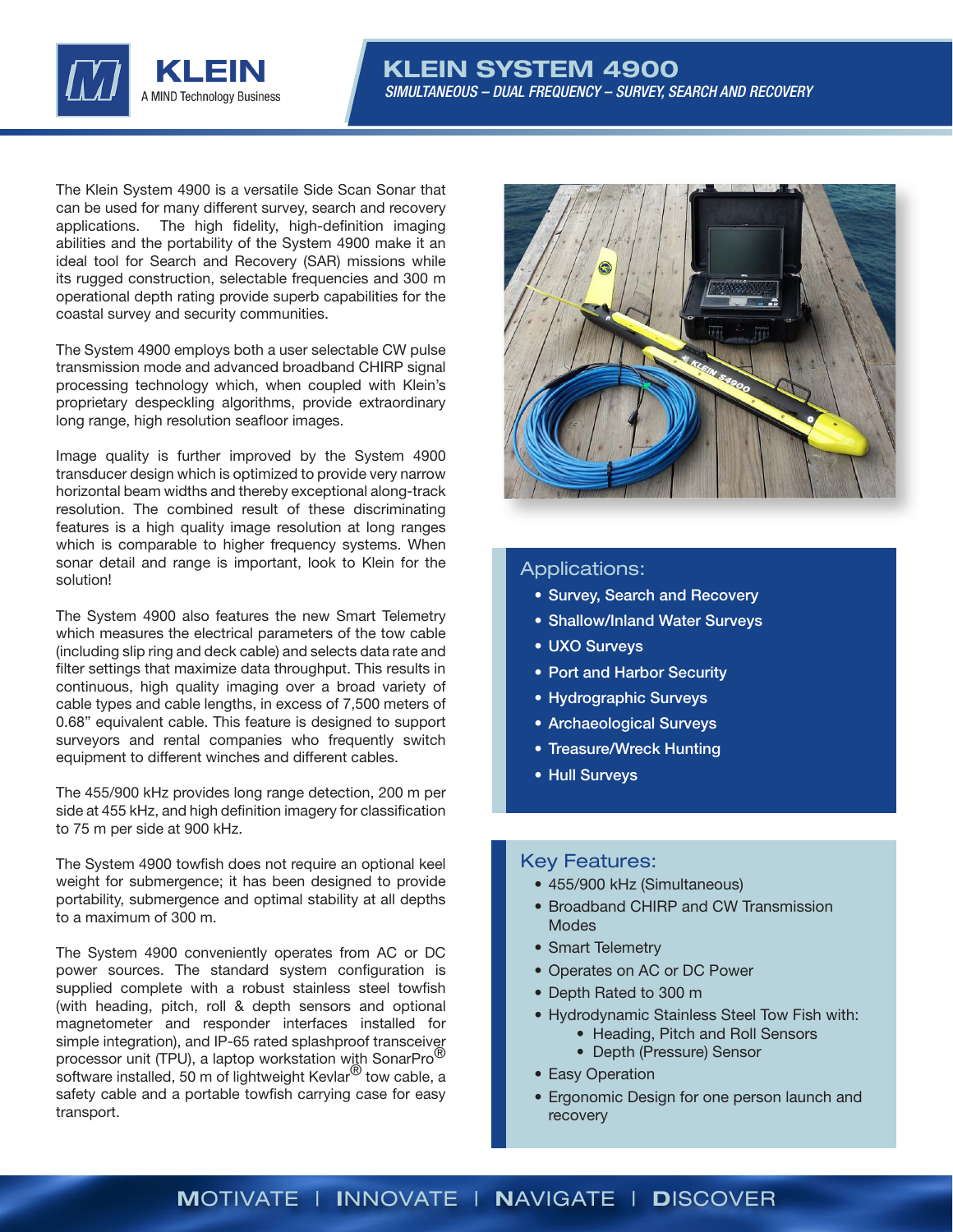KLEIN

A MIND Technology Business

# KLEIN SYSTEM 4900

*SIMULTANEOUS – DUAL FREQUENCY – SURVEY, SEARCH AND RECOVERY*

The Klein System 4900 is a versatile Side Scan Sonar that can be used for many different survey, search and recovery applications. The high fidelity, high-definition imaging abilities and the portability of the System 4900 make it an ideal tool for Search and Recovery (SAR) missions while its rugged construction, selectable frequencies and 300 m operational depth rating provide superb capabilities for the coastal survey and security communities.

The System 4900 employs both a user selectable CW pulse transmission mode and advanced broadband CHIRP signal processing technology which, when coupled with Klein's proprietary despeckling algorithms, provide extraordinary long range, high resolution seafloor images.

Image quality is further improved by the System 4900 transducer design which is optimized to provide very narrow horizontal beam widths and thereby exceptional along-track resolution. The combined result of these discriminating features is a high quality image resolution at long ranges which is comparable to higher frequency systems. When sonar detail and range is important, look to Klein for the solution!

The System 4900 also features the new Smart Telemetry which measures the electrical parameters of the tow cable (including slip ring and deck cable) and selects data rate and filter settings that maximize data throughput. This results in continuous, high quality imaging over a broad variety of cable types and cable lengths, in excess of 7,500 meters of 0.68" equivalent cable. This feature is designed to support surveyors and rental companies who frequently switch equipment to different winches and different cables.

The 455/900 kHz provides long range detection, 200 m per side at 455 kHz, and high definition imagery for classification to 75 m per side at 900 kHz.

The System 4900 towfish does not require an optional keel weight for submergence; it has been designed to provide portability, submergence and optimal stability at all depths to a maximum of 300 m.

The System 4900 conveniently operates from AC or DC power sources. The standard system configuration is supplied complete with a robust stainless steel towfish (with heading, pitch, roll & depth sensors and optional magnetometer and responder interfaces installed for simple integration), and IP-65 rated splashproof transceiver processor unit (TPU), a laptop workstation with SonarPro® software installed, 50 m of lightweight Kevlar® tow cable, a safety cable and a portable towfish carrying case for easy transport.

## Applications:

- Survey, Search and Recovery
- Shallow/Inland Water Surveys
- UXO Surveys
- Port and Harbor Security
- Hydrographic Surveys
- Archaeological Surveys
- Treasure/Wreck Hunting
- Hull Surveys

## Key Features:

- 455/900 kHz (Simultaneous)
- Broadband CHIRP and CW Transmission Modes
- Smart Telemetry
- Operates on AC or DC Power
- Depth Rated to 300 m
- Hydrodynamic Stainless Steel Tow Fish with:
  - Heading, Pitch and Roll Sensors
  - Depth (Pressure) Sensor
- Easy Operation
- Ergonomic Design for one person launch and recovery

MOTIVATE | INNOVATE | NAVIGATE | DISCOVER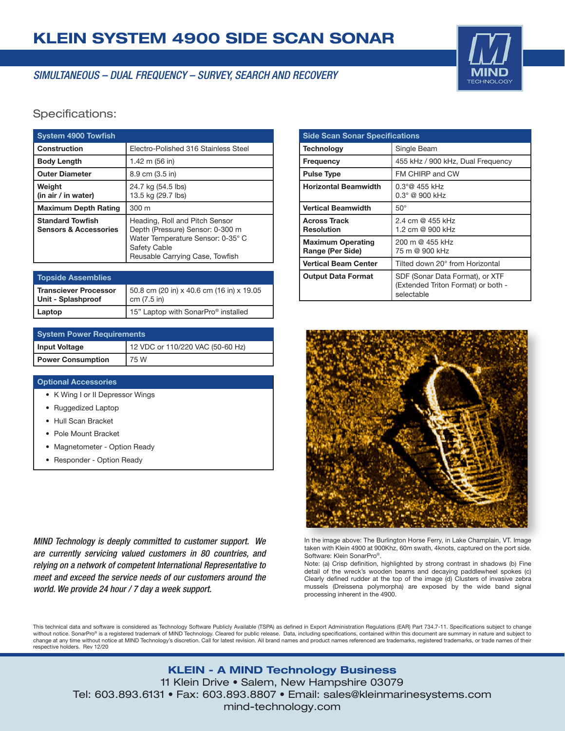# KLEIN SYSTEM 4900 SIDE SCAN SONAR

*SIMULTANEOUS – DUAL FREQUENCY – SURVEY, SEARCH AND RECOVERY*

## Specifications:

| System 4900 Towfish | |
|---|---|
| **Construction** | Electro-Polished 316 Stainless Steel |
| **Body Length** | 1.42 m (56 in) |
| **Outer Diameter** | 8.9 cm (3.5 in) |
| **Weight (in air / in water)** | 24.7 kg (54.5 lbs)<br>13.5 kg (29.7 lbs) |
| **Maximum Depth Rating** | 300 m |
| **Standard Towfish Sensors & Accessories** | Heading, Roll and Pitch Sensor<br>Depth (Pressure) Sensor: 0-300 m<br>Water Temperature Sensor: 0-35° C<br>Safety Cable<br>Reusable Carrying Case, Towfish |

| Topside Assemblies | |
|---|---|
| **Transciever Processor Unit - Splashproof** | 50.8 cm (20 in) x 40.6 cm (16 in) x 19.05 cm (7.5 in) |
| **Laptop** | 15" Laptop with SonarPro® installed |

| System Power Requirements | |
|---|---|
| **Input Voltage** | 12 VDC or 110/220 VAC (50-60 Hz) |
| **Power Consumption** | 75 W |

### Optional Accessories

- K Wing I or II Depressor Wings
- Ruggedized Laptop
- Hull Scan Bracket
- Pole Mount Bracket
- Magnetometer - Option Ready
- Responder - Option Ready

| Side Scan Sonar Specifications | |
|---|---|
| **Technology** | Single Beam |
| **Frequency** | 455 kHz / 900 kHz, Dual Frequency |
| **Pulse Type** | FM CHIRP and CW |
| **Horizontal Beamwidth** | 0.3°@ 455 kHz<br>0.3° @ 900 kHz |
| **Vertical Beamwidth** | 50° |
| **Across Track Resolution** | 2.4 cm @ 455 kHz<br>1.2 cm @ 900 kHz |
| **Maximum Operating Range (Per Side)** | 200 m @ 455 kHz<br>75 m @ 900 kHz |
| **Vertical Beam Center** | Tilted down 20° from Horizontal |
| **Output Data Format** | SDF (Sonar Data Format), or XTF (Extended Triton Format) or both - selectable |

In the image above: The Burlington Horse Ferry, in Lake Champlain, VT. Image taken with Klein 4900 at 900Khz, 60m swath, 4knots, captured on the port side. Software: Klein SonarPro®.

Note: (a) Crisp definition, highlighted by strong contrast in shadows (b) Fine detail of the wreck's wooden beams and decaying paddlewheel spokes (c) Clearly defined rudder at the top of the image (d) Clusters of invasive zebra mussels (Dreissena polymorpha) are exposed by the wide band signal processing inherent in the 4900.

*MIND Technology is deeply committed to customer support. We are currently servicing valued customers in 80 countries, and relying on a network of competent International Representative to meet and exceed the service needs of our customers around the world. We provide 24 hour / 7 day a week support.*

This technical data and software is considered as Technology Software Publicly Available (TSPA) as defined in Export Administration Regulations (EAR) Part 734.7-11. Specifications subject to change without notice. SonarPro® is a registered trademark of MIND Technology. Cleared for public release. Data, including specifications, contained within this document are summary in nature and subject to change at any time without notice at MIND Technology's discretion. Call for latest revision. All brand names and product names referenced are trademarks, registered trademarks, or trade names of their respective holders. Rev 12/20

**KLEIN - A MIND Technology Business**
11 Klein Drive • Salem, New Hampshire 03079
Tel: 603.893.6131 • Fax: 603.893.8807 • Email: sales@kleinmarinesystems.com
mind-technology.com